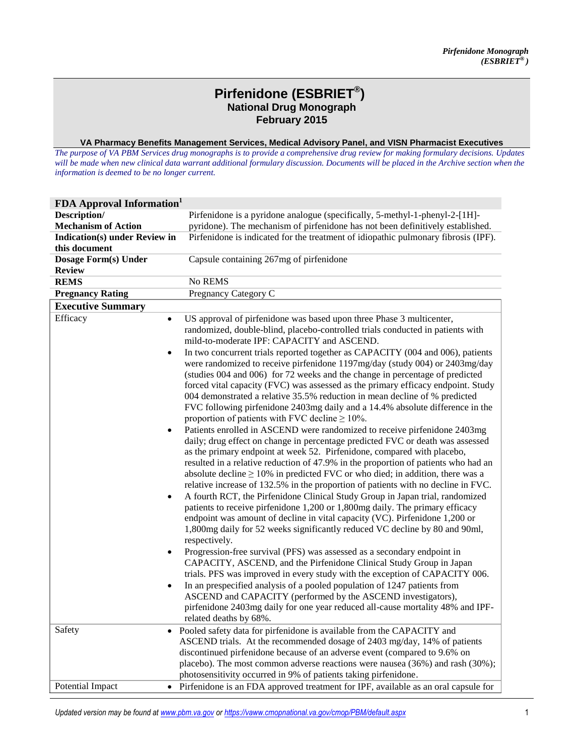# Pirfenidone (ESBRIET®)
## National Drug Monograph
## February 2015

**VA Pharmacy Benefits Management Services, Medical Advisory Panel, and VISN Pharmacist Executives**

*The purpose of VA PBM Services drug monographs is to provide a comprehensive drug review for making formulary decisions. Updates will be made when new clinical data warrant additional formulary discussion. Documents will be placed in the Archive section when the information is deemed to be no longer current.*

| **FDA Approval Information**[1] | |
|---|---|
| **Description/ Mechanism of Action** | Pirfenidone is a pyridone analogue (specifically, 5-methyl-1-phenyl-2-[1H]-pyridone). The mechanism of pirfenidone has not been definitively established. |
| **Indication(s) under Review in this document** | Pirfenidone is indicated for the treatment of idiopathic pulmonary fibrosis (IPF). |
| **Dosage Form(s) Under Review** | Capsule containing 267mg of pirfenidone |
| **REMS** | No REMS |
| **Pregnancy Rating** | Pregnancy Category C |

| **Executive Summary** | |
|---|---|
| Efficacy | • US approval of pirfenidone was based upon three Phase 3 multicenter, randomized, double-blind, placebo-controlled trials conducted in patients with mild-to-moderate IPF: CAPACITY and ASCEND.<br>• In two concurrent trials reported together as CAPACITY (004 and 006), patients were randomized to receive pirfenidone 1197mg/day (study 004) or 2403mg/day (studies 004 and 006) for 72 weeks and the change in percentage of predicted forced vital capacity (FVC) was assessed as the primary efficacy endpoint. Study 004 demonstrated a relative 35.5% reduction in mean decline of % predicted FVC following pirfenidone 2403mg daily and a 14.4% absolute difference in the proportion of patients with FVC decline ≥ 10%.<br>• Patients enrolled in ASCEND were randomized to receive pirfenidone 2403mg daily; drug effect on change in percentage predicted FVC or death was assessed as the primary endpoint at week 52. Pirfenidone, compared with placebo, resulted in a relative reduction of 47.9% in the proportion of patients who had an absolute decline ≥ 10% in predicted FVC or who died; in addition, there was a relative increase of 132.5% in the proportion of patients with no decline in FVC.<br>• A fourth RCT, the Pirfenidone Clinical Study Group in Japan trial, randomized patients to receive pirfenidone 1,200 or 1,800mg daily. The primary efficacy endpoint was amount of decline in vital capacity (VC). Pirfenidone 1,200 or 1,800mg daily for 52 weeks significantly reduced VC decline by 80 and 90ml, respectively.<br>• Progression-free survival (PFS) was assessed as a secondary endpoint in CAPACITY, ASCEND, and the Pirfenidone Clinical Study Group in Japan trials. PFS was improved in every study with the exception of CAPACITY 006.<br>• In an prespecified analysis of a pooled population of 1247 patients from ASCEND and CAPACITY (performed by the ASCEND investigators), pirfenidone 2403mg daily for one year reduced all-cause mortality 48% and IPF-related deaths by 68%. |
| Safety | • Pooled safety data for pirfenidone is available from the CAPACITY and ASCEND trials. At the recommended dosage of 2403 mg/day, 14% of patients discontinued pirfenidone because of an adverse event (compared to 9.6% on placebo). The most common adverse reactions were nausea (36%) and rash (30%); photosensitivity occurred in 9% of patients taking pirfenidone. |
| Potential Impact | • Pirfenidone is an FDA approved treatment for IPF, available as an oral capsule for |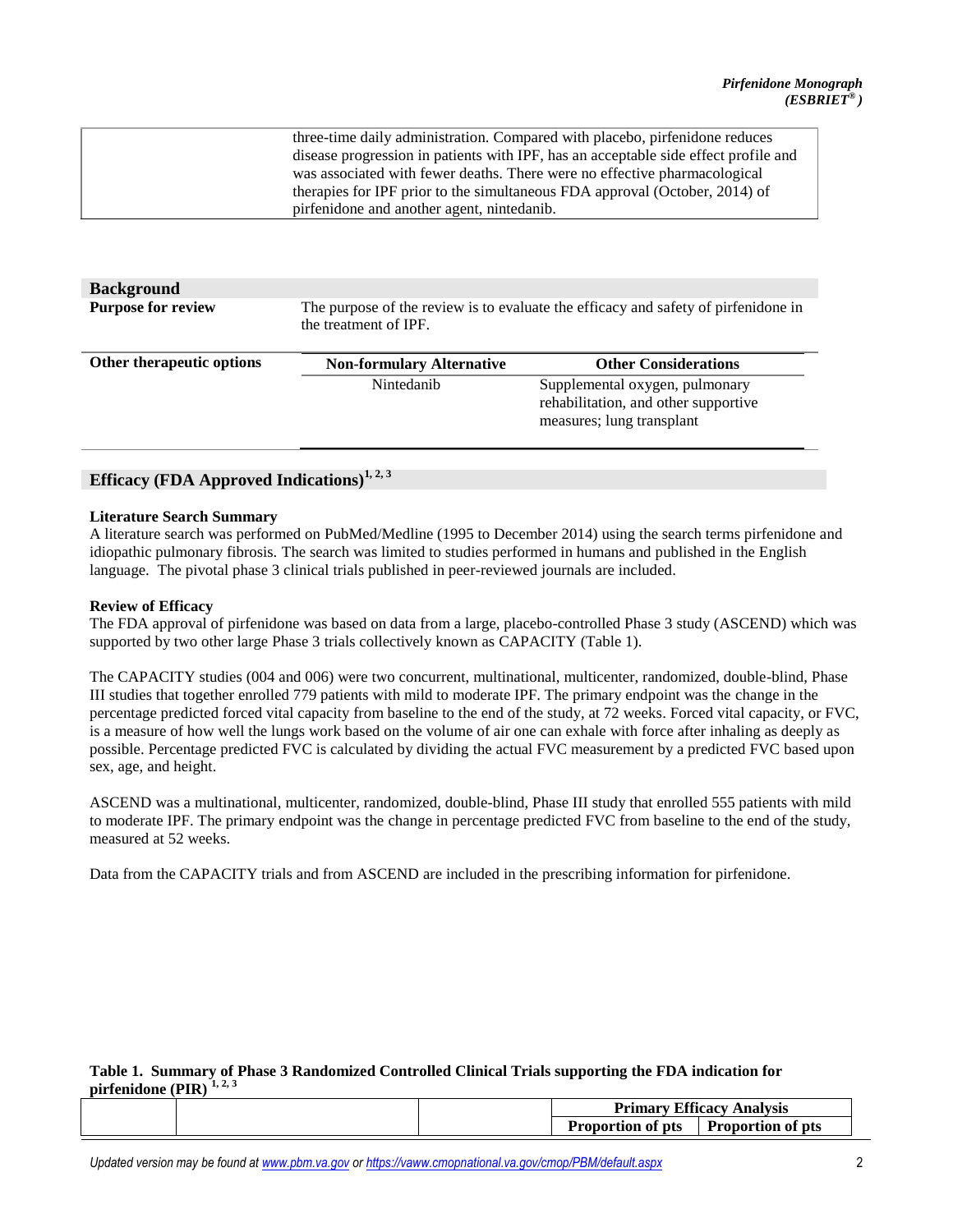| | three-time daily administration. Compared with placebo, pirfenidone reduces disease progression in patients with IPF, has an acceptable side effect profile and was associated with fewer deaths. There were no effective pharmacological therapies for IPF prior to the simultaneous FDA approval (October, 2014) of pirfenidone and another agent, nintedanib. |
|---|---|

## Background

**Purpose for review**

The purpose of the review is to evaluate the efficacy and safety of pirfenidone in the treatment of IPF.

**Other therapeutic options**

| Non-formulary Alternative | Other Considerations |
|---|---|
| Nintedanib | Supplemental oxygen, pulmonary rehabilitation, and other supportive measures; lung transplant |

## Efficacy (FDA Approved Indications)[1, 2, 3]

### Literature Search Summary

A literature search was performed on PubMed/Medline (1995 to December 2014) using the search terms pirfenidone and idiopathic pulmonary fibrosis. The search was limited to studies performed in humans and published in the English language. The pivotal phase 3 clinical trials published in peer-reviewed journals are included.

### Review of Efficacy

The FDA approval of pirfenidone was based on data from a large, placebo-controlled Phase 3 study (ASCEND) which was supported by two other large Phase 3 trials collectively known as CAPACITY (Table 1).

The CAPACITY studies (004 and 006) were two concurrent, multinational, multicenter, randomized, double-blind, Phase III studies that together enrolled 779 patients with mild to moderate IPF. The primary endpoint was the change in the percentage predicted forced vital capacity from baseline to the end of the study, at 72 weeks. Forced vital capacity, or FVC, is a measure of how well the lungs work based on the volume of air one can exhale with force after inhaling as deeply as possible. Percentage predicted FVC is calculated by dividing the actual FVC measurement by a predicted FVC based upon sex, age, and height.

ASCEND was a multinational, multicenter, randomized, double-blind, Phase III study that enrolled 555 patients with mild to moderate IPF. The primary endpoint was the change in percentage predicted FVC from baseline to the end of the study, measured at 52 weeks.

Data from the CAPACITY trials and from ASCEND are included in the prescribing information for pirfenidone.

**Table 1. Summary of Phase 3 Randomized Controlled Clinical Trials supporting the FDA indication for pirfenidone (PIR)** [1, 2, 3]

| | | | Primary Efficacy Analysis | |
|---|---|---|---|---|
| | | | Proportion of pts | Proportion of pts |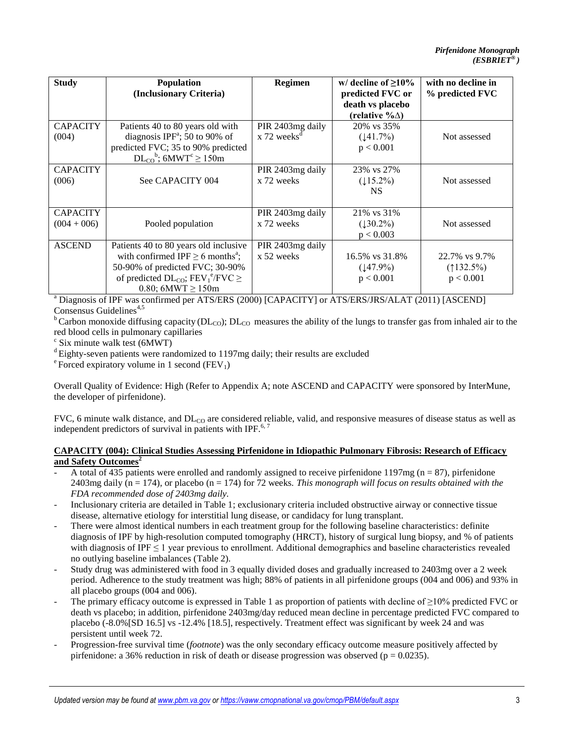| Study | Population (Inclusionary Criteria) | Regimen | w/ decline of ≥10% predicted FVC or death vs placebo (relative %Δ) | with no decline in % predicted FVC |
|---|---|---|---|---|
| CAPACITY (004) | Patients 40 to 80 years old with diagnosis IPF[a]; 50 to 90% of predicted FVC; 35 to 90% predicted $DL_{CO}$[b]; 6MWT[c] ≥ 150m | PIR 2403mg daily x 72 weeks[d] | 20% vs 35% (↓41.7%) $p < 0.001$ | Not assessed |
| CAPACITY (006) | See CAPACITY 004 | PIR 2403mg daily x 72 weeks | 23% vs 27% (↓15.2%) NS | Not assessed |
| CAPACITY (004 + 006) | Pooled population | PIR 2403mg daily x 72 weeks | 21% vs 31% (↓30.2%) $p < 0.003$ | Not assessed |
| ASCEND | Patients 40 to 80 years old inclusive with confirmed IPF ≥ 6 months[a]; 50-90% of predicted FVC; 30-90% of predicted $DL_{CO}$; $FEV_1$[e]/FVC ≥ 0.80; 6MWT ≥ 150m | PIR 2403mg daily x 52 weeks | 16.5% vs 31.8% (↓47.9%) $p < 0.001$ | 22.7% vs 9.7% (↑132.5%) $p < 0.001$ |

[a] Diagnosis of IPF was confirmed per ATS/ERS (2000) [CAPACITY] or ATS/ERS/JRS/ALAT (2011) [ASCEND] Consensus Guidelines[4,5]
[b] Carbon monoxide diffusing capacity ($DL_{CO}$); $DL_{CO}$ measures the ability of the lungs to transfer gas from inhaled air to the red blood cells in pulmonary capillaries
[c] Six minute walk test (6MWT)
[d] Eighty-seven patients were randomized to 1197mg daily; their results are excluded
[e] Forced expiratory volume in 1 second ($FEV_1$)

Overall Quality of Evidence: High (Refer to Appendix A; note ASCEND and CAPACITY were sponsored by InterMune, the developer of pirfenidone).

FVC, 6 minute walk distance, and $DL_{CO}$ are considered reliable, valid, and responsive measures of disease status as well as independent predictors of survival in patients with IPF.[6, 7]

**CAPACITY (004): Clinical Studies Assessing Pirfenidone in Idiopathic Pulmonary Fibrosis: Research of Efficacy and Safety Outcomes[2]**

- A total of 435 patients were enrolled and randomly assigned to receive pirfenidone 1197mg (n = 87), pirfenidone 2403mg daily (n = 174), or placebo (n = 174) for 72 weeks. *This monograph will focus on results obtained with the FDA recommended dose of 2403mg daily.*
- Inclusionary criteria are detailed in Table 1; exclusionary criteria included obstructive airway or connective tissue disease, alternative etiology for interstitial lung disease, or candidacy for lung transplant.
- There were almost identical numbers in each treatment group for the following baseline characteristics: definite diagnosis of IPF by high-resolution computed tomography (HRCT), history of surgical lung biopsy, and % of patients with diagnosis of IPF ≤ 1 year previous to enrollment. Additional demographics and baseline characteristics revealed no outlying baseline imbalances (Table 2).
- Study drug was administered with food in 3 equally divided doses and gradually increased to 2403mg over a 2 week period. Adherence to the study treatment was high; 88% of patients in all pirfenidone groups (004 and 006) and 93% in all placebo groups (004 and 006).
- The primary efficacy outcome is expressed in Table 1 as proportion of patients with decline of ≥10% predicted FVC or death vs placebo; in addition, pirfenidone 2403mg/day reduced mean decline in percentage predicted FVC compared to placebo (-8.0%[SD 16.5] vs -12.4% [18.5], respectively. Treatment effect was significant by week 24 and was persistent until week 72.
- Progression-free survival time (*footnote*) was the only secondary efficacy outcome measure positively affected by pirfenidone: a 36% reduction in risk of death or disease progression was observed ($p = 0.0235$).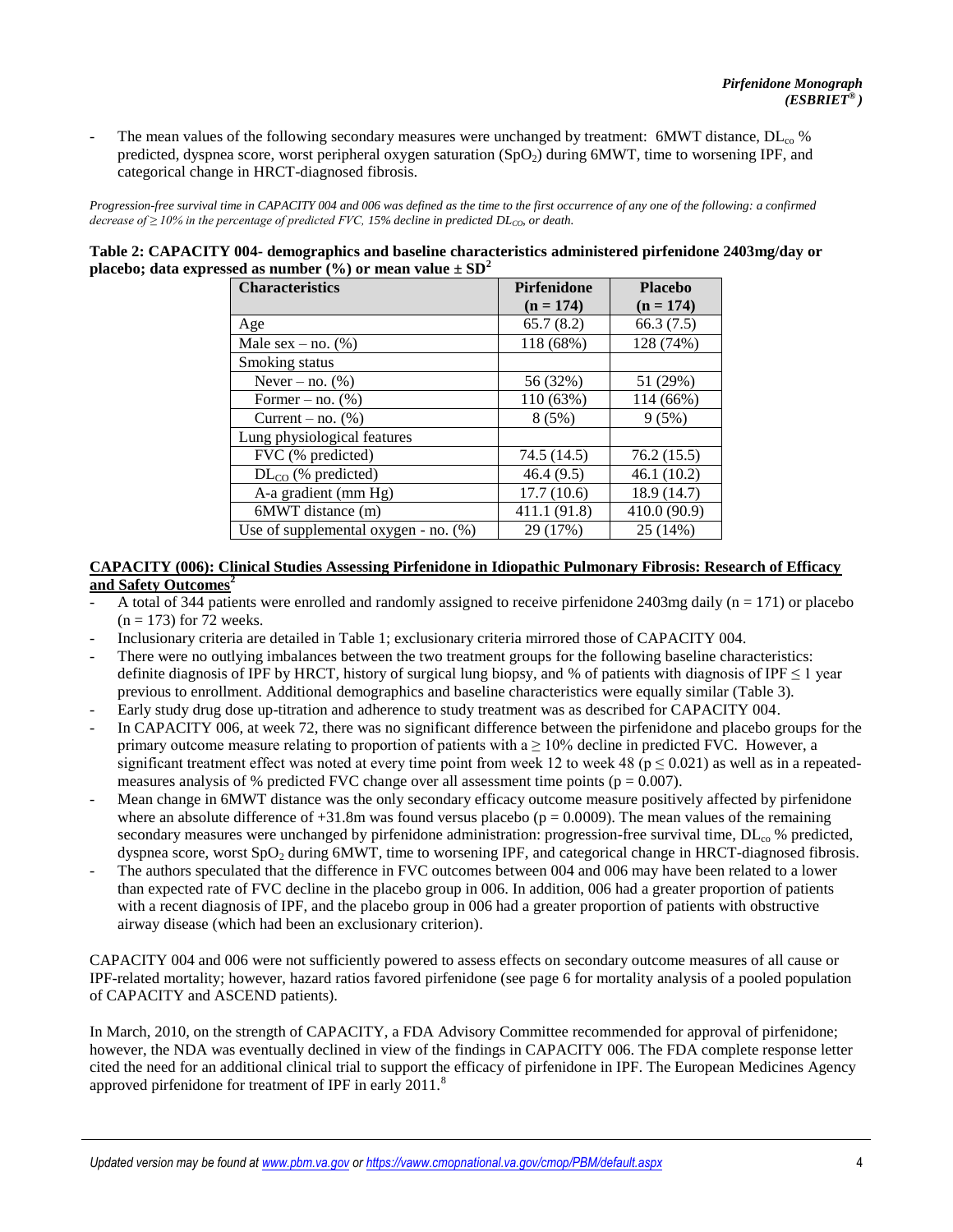- The mean values of the following secondary measures were unchanged by treatment: 6MWT distance, $DL_{co}$ % predicted, dyspnea score, worst peripheral oxygen saturation ($SpO_2$) during 6MWT, time to worsening IPF, and categorical change in HRCT-diagnosed fibrosis.

*Progression-free survival time in CAPACITY 004 and 006 was defined as the time to the first occurrence of any one of the following: a confirmed decrease of ≥ 10% in the percentage of predicted FVC, 15% decline in predicted $DL_{CO}$, or death.*

**Table 2: CAPACITY 004- demographics and baseline characteristics administered pirfenidone 2403mg/day or placebo; data expressed as number (%) or mean value ± SD[2]**

| Characteristics | Pirfenidone (n = 174) | Placebo (n = 174) |
|---|---|---|
| Age | 65.7 (8.2) | 66.3 (7.5) |
| Male sex – no. (%) | 118 (68%) | 128 (74%) |
| Smoking status | | |
| Never – no. (%) | 56 (32%) | 51 (29%) |
| Former – no. (%) | 110 (63%) | 114 (66%) |
| Current – no. (%) | 8 (5%) | 9 (5%) |
| Lung physiological features | | |
| FVC (% predicted) | 74.5 (14.5) | 76.2 (15.5) |
| $DL_{CO}$ (% predicted) | 46.4 (9.5) | 46.1 (10.2) |
| A-a gradient (mm Hg) | 17.7 (10.6) | 18.9 (14.7) |
| 6MWT distance (m) | 411.1 (91.8) | 410.0 (90.9) |
| Use of supplemental oxygen - no. (%) | 29 (17%) | 25 (14%) |

**CAPACITY (006): Clinical Studies Assessing Pirfenidone in Idiopathic Pulmonary Fibrosis: Research of Efficacy and Safety Outcomes[2]**

- A total of 344 patients were enrolled and randomly assigned to receive pirfenidone 2403mg daily (n = 171) or placebo (n = 173) for 72 weeks.
- Inclusionary criteria are detailed in Table 1; exclusionary criteria mirrored those of CAPACITY 004.
- There were no outlying imbalances between the two treatment groups for the following baseline characteristics: definite diagnosis of IPF by HRCT, history of surgical lung biopsy, and % of patients with diagnosis of IPF ≤ 1 year previous to enrollment. Additional demographics and baseline characteristics were equally similar (Table 3).
- Early study drug dose up-titration and adherence to study treatment was as described for CAPACITY 004.
- In CAPACITY 006, at week 72, there was no significant difference between the pirfenidone and placebo groups for the primary outcome measure relating to proportion of patients with a ≥ 10% decline in predicted FVC. However, a significant treatment effect was noted at every time point from week 12 to week 48 ($p \leq 0.021$) as well as in a repeated-measures analysis of % predicted FVC change over all assessment time points ($p = 0.007$).
- Mean change in 6MWT distance was the only secondary efficacy outcome measure positively affected by pirfenidone where an absolute difference of +31.8m was found versus placebo ($p = 0.0009$). The mean values of the remaining secondary measures were unchanged by pirfenidone administration: progression-free survival time, $DL_{co}$ % predicted, dyspnea score, worst $SpO_2$ during 6MWT, time to worsening IPF, and categorical change in HRCT-diagnosed fibrosis.
- The authors speculated that the difference in FVC outcomes between 004 and 006 may have been related to a lower than expected rate of FVC decline in the placebo group in 006. In addition, 006 had a greater proportion of patients with a recent diagnosis of IPF, and the placebo group in 006 had a greater proportion of patients with obstructive airway disease (which had been an exclusionary criterion).

CAPACITY 004 and 006 were not sufficiently powered to assess effects on secondary outcome measures of all cause or IPF-related mortality; however, hazard ratios favored pirfenidone (see page 6 for mortality analysis of a pooled population of CAPACITY and ASCEND patients).

In March, 2010, on the strength of CAPACITY, a FDA Advisory Committee recommended for approval of pirfenidone; however, the NDA was eventually declined in view of the findings in CAPACITY 006. The FDA complete response letter cited the need for an additional clinical trial to support the efficacy of pirfenidone in IPF. The European Medicines Agency approved pirfenidone for treatment of IPF in early 2011.[8]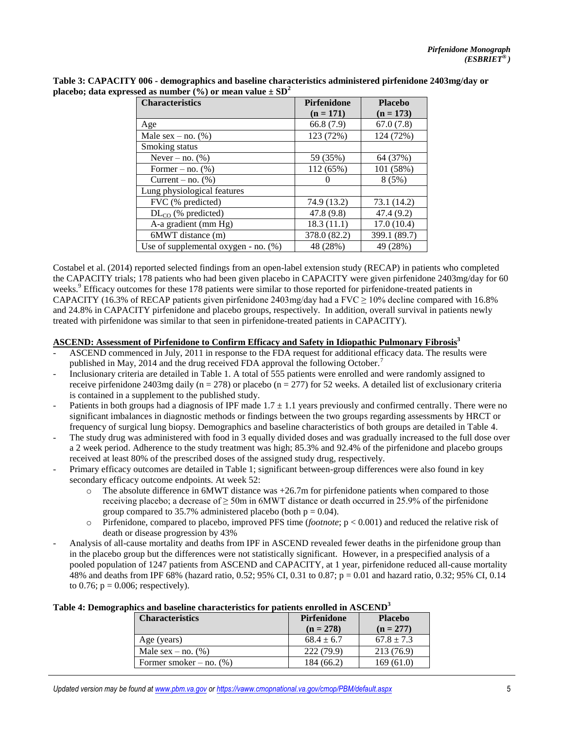**Table 3: CAPACITY 006 - demographics and baseline characteristics administered pirfenidone 2403mg/day or placebo; data expressed as number (%) or mean value ± SD[2]**

| Characteristics | Pirfenidone (n = 171) | Placebo (n = 173) |
|---|---|---|
| Age | 66.8 (7.9) | 67.0 (7.8) |
| Male sex – no. (%) | 123 (72%) | 124 (72%) |
| Smoking status | | |
| Never – no. (%) | 59 (35%) | 64 (37%) |
| Former – no. (%) | 112 (65%) | 101 (58%) |
| Current – no. (%) | 0 | 8 (5%) |
| Lung physiological features | | |
| FVC (% predicted) | 74.9 (13.2) | 73.1 (14.2) |
| $DL_{CO}$ (% predicted) | 47.8 (9.8) | 47.4 (9.2) |
| A-a gradient (mm Hg) | 18.3 (11.1) | 17.0 (10.4) |
| 6MWT distance (m) | 378.0 (82.2) | 399.1 (89.7) |
| Use of supplemental oxygen - no. (%) | 48 (28%) | 49 (28%) |

Costabel et al. (2014) reported selected findings from an open-label extension study (RECAP) in patients who completed the CAPACITY trials; 178 patients who had been given placebo in CAPACITY were given pirfenidone 2403mg/day for 60 weeks.[9] Efficacy outcomes for these 178 patients were similar to those reported for pirfenidone-treated patients in CAPACITY (16.3% of RECAP patients given pirfenidone 2403mg/day had a FVC ≥ 10% decline compared with 16.8% and 24.8% in CAPACITY pirfenidone and placebo groups, respectively. In addition, overall survival in patients newly treated with pirfenidone was similar to that seen in pirfenidone-treated patients in CAPACITY).

**ASCEND: Assessment of Pirfenidone to Confirm Efficacy and Safety in Idiopathic Pulmonary Fibrosis[3]**

- ASCEND commenced in July, 2011 in response to the FDA request for additional efficacy data. The results were published in May, 2014 and the drug received FDA approval the following October.[7]
- Inclusionary criteria are detailed in Table 1. A total of 555 patients were enrolled and were randomly assigned to receive pirfenidone 2403mg daily (n = 278) or placebo (n = 277) for 52 weeks. A detailed list of exclusionary criteria is contained in a supplement to the published study.
- Patients in both groups had a diagnosis of IPF made 1.7 ± 1.1 years previously and confirmed centrally. There were no significant imbalances in diagnostic methods or findings between the two groups regarding assessments by HRCT or frequency of surgical lung biopsy. Demographics and baseline characteristics of both groups are detailed in Table 4.
- The study drug was administered with food in 3 equally divided doses and was gradually increased to the full dose over a 2 week period. Adherence to the study treatment was high; 85.3% and 92.4% of the pirfenidone and placebo groups received at least 80% of the prescribed doses of the assigned study drug, respectively.
- Primary efficacy outcomes are detailed in Table 1; significant between-group differences were also found in key secondary efficacy outcome endpoints. At week 52:
  - The absolute difference in 6MWT distance was +26.7m for pirfenidone patients when compared to those receiving placebo; a decrease of ≥ 50m in 6MWT distance or death occurred in 25.9% of the pirfenidone group compared to 35.7% administered placebo (both $p = 0.04$).
  - Pirfenidone, compared to placebo, improved PFS time (*footnote*; $p < 0.001$) and reduced the relative risk of death or disease progression by 43%
- Analysis of all-cause mortality and deaths from IPF in ASCEND revealed fewer deaths in the pirfenidone group than in the placebo group but the differences were not statistically significant. However, in a prespecified analysis of a pooled population of 1247 patients from ASCEND and CAPACITY, at 1 year, pirfenidone reduced all-cause mortality 48% and deaths from IPF 68% (hazard ratio, 0.52; 95% CI, 0.31 to 0.87; $p = 0.01$ and hazard ratio, 0.32; 95% CI, 0.14 to 0.76; $p = 0.006$; respectively).

**Table 4: Demographics and baseline characteristics for patients enrolled in ASCEND[3]**

| Characteristics | Pirfenidone (n = 278) | Placebo (n = 277) |
|---|---|---|
| Age (years) | 68.4 ± 6.7 | 67.8 ± 7.3 |
| Male sex – no. (%) | 222 (79.9) | 213 (76.9) |
| Former smoker – no. (%) | 184 (66.2) | 169 (61.0) |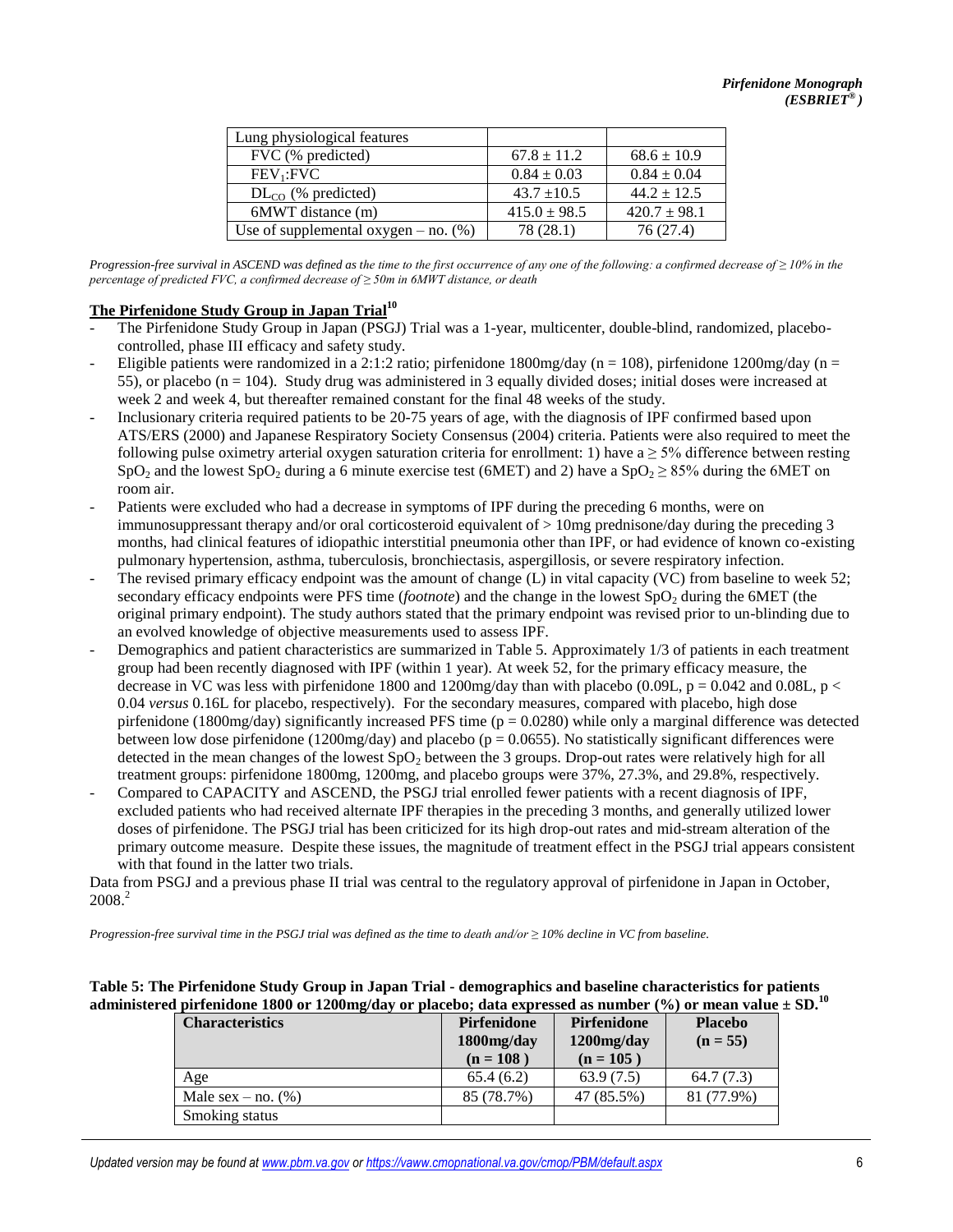| Lung physiological features | | |
|---|---|---|
| FVC (% predicted) | 67.8 ± 11.2 | 68.6 ± 10.9 |
| $FEV_1$:FVC | 0.84 ± 0.03 | 0.84 ± 0.04 |
| $DL_{CO}$ (% predicted) | 43.7 ±10.5 | 44.2 ± 12.5 |
| 6MWT distance (m) | 415.0 ± 98.5 | 420.7 ± 98.1 |
| Use of supplemental oxygen – no. (%) | 78 (28.1) | 76 (27.4) |

*Progression-free survival in ASCEND was defined as the time to the first occurrence of any one of the following: a confirmed decrease of ≥ 10% in the percentage of predicted FVC, a confirmed decrease of ≥ 50m in 6MWT distance, or death*

## The Pirfenidone Study Group in Japan Trial[10]

- The Pirfenidone Study Group in Japan (PSGJ) Trial was a 1-year, multicenter, double-blind, randomized, placebo-controlled, phase III efficacy and safety study.
- Eligible patients were randomized in a 2:1:2 ratio; pirfenidone 1800mg/day (n = 108), pirfenidone 1200mg/day (n = 55), or placebo (n = 104). Study drug was administered in 3 equally divided doses; initial doses were increased at week 2 and week 4, but thereafter remained constant for the final 48 weeks of the study.
- Inclusionary criteria required patients to be 20-75 years of age, with the diagnosis of IPF confirmed based upon ATS/ERS (2000) and Japanese Respiratory Society Consensus (2004) criteria. Patients were also required to meet the following pulse oximetry arterial oxygen saturation criteria for enrollment: 1) have a ≥ 5% difference between resting $SpO_2$ and the lowest $SpO_2$ during a 6 minute exercise test (6MET) and 2) have a $SpO_2 \geq 85\%$ during the 6MET on room air.
- Patients were excluded who had a decrease in symptoms of IPF during the preceding 6 months, were on immunosuppressant therapy and/or oral corticosteroid equivalent of > 10mg prednisone/day during the preceding 3 months, had clinical features of idiopathic interstitial pneumonia other than IPF, or had evidence of known co-existing pulmonary hypertension, asthma, tuberculosis, bronchiectasis, aspergillosis, or severe respiratory infection.
- The revised primary efficacy endpoint was the amount of change (L) in vital capacity (VC) from baseline to week 52; secondary efficacy endpoints were PFS time (*footnote*) and the change in the lowest $SpO_2$ during the 6MET (the original primary endpoint). The study authors stated that the primary endpoint was revised prior to un-blinding due to an evolved knowledge of objective measurements used to assess IPF.
- Demographics and patient characteristics are summarized in Table 5. Approximately 1/3 of patients in each treatment group had been recently diagnosed with IPF (within 1 year). At week 52, for the primary efficacy measure, the decrease in VC was less with pirfenidone 1800 and 1200mg/day than with placebo (0.09L, $p = 0.042$ and 0.08L, $p < 0.04$ *versus* 0.16L for placebo, respectively). For the secondary measures, compared with placebo, high dose pirfenidone (1800mg/day) significantly increased PFS time ($p = 0.0280$) while only a marginal difference was detected between low dose pirfenidone (1200mg/day) and placebo ($p = 0.0655$). No statistically significant differences were detected in the mean changes of the lowest $SpO_2$ between the 3 groups. Drop-out rates were relatively high for all treatment groups: pirfenidone 1800mg, 1200mg, and placebo groups were 37%, 27.3%, and 29.8%, respectively.
- Compared to CAPACITY and ASCEND, the PSGJ trial enrolled fewer patients with a recent diagnosis of IPF, excluded patients who had received alternate IPF therapies in the preceding 3 months, and generally utilized lower doses of pirfenidone. The PSGJ trial has been criticized for its high drop-out rates and mid-stream alteration of the primary outcome measure. Despite these issues, the magnitude of treatment effect in the PSGJ trial appears consistent with that found in the latter two trials.

Data from PSGJ and a previous phase II trial was central to the regulatory approval of pirfenidone in Japan in October, 2008.[2]

*Progression-free survival time in the PSGJ trial was defined as the time to death and/or ≥ 10% decline in VC from baseline.*

**Table 5: The Pirfenidone Study Group in Japan Trial - demographics and baseline characteristics for patients administered pirfenidone 1800 or 1200mg/day or placebo; data expressed as number (%) or mean value ± SD.[10]**

| Characteristics | Pirfenidone 1800mg/day (n = 108 ) | Pirfenidone 1200mg/day (n = 105 ) | Placebo (n = 55) |
|---|---|---|---|
| Age | 65.4 (6.2) | 63.9 (7.5) | 64.7 (7.3) |
| Male sex – no. (%) | 85 (78.7%) | 47 (85.5%) | 81 (77.9%) |
| Smoking status | | | |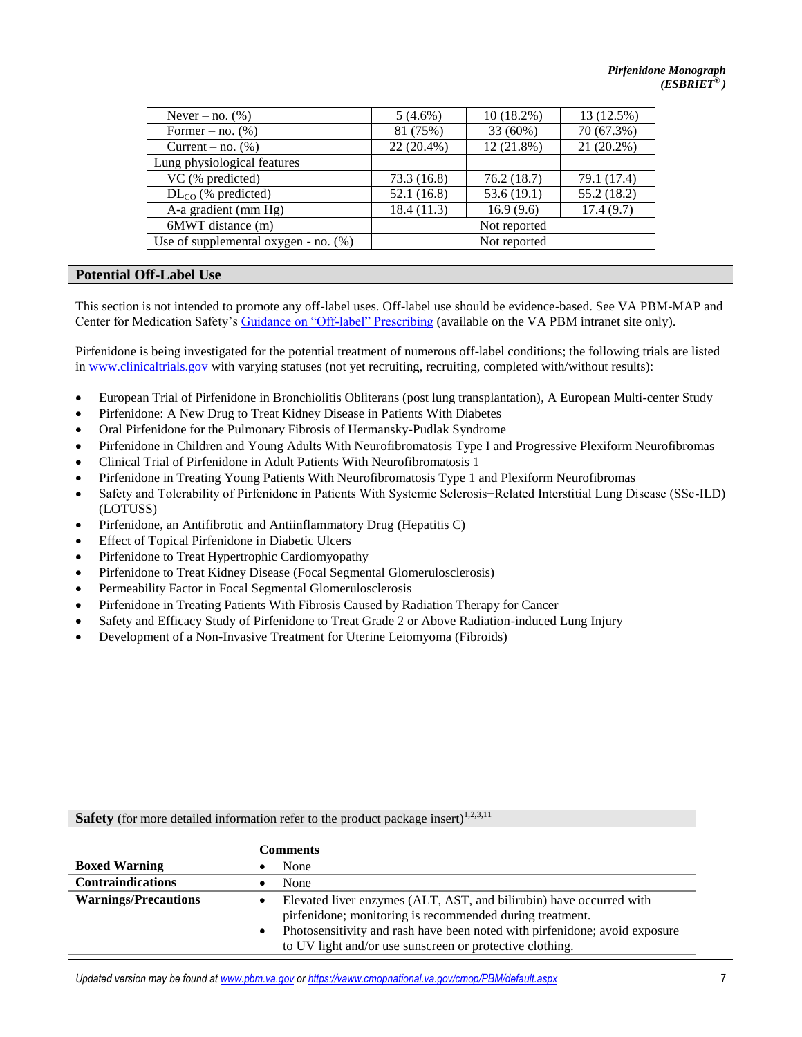| | | | |
|---|---|---|---|
| Never – no. (%) | 5 (4.6%) | 10 (18.2%) | 13 (12.5%) |
| Former – no. (%) | 81 (75%) | 33 (60%) | 70 (67.3%) |
| Current – no. (%) | 22 (20.4%) | 12 (21.8%) | 21 (20.2%) |
| Lung physiological features | | | |
| VC (% predicted) | 73.3 (16.8) | 76.2 (18.7) | 79.1 (17.4) |
| $DL_{CO}$ (% predicted) | 52.1 (16.8) | 53.6 (19.1) | 55.2 (18.2) |
| A-a gradient (mm Hg) | 18.4 (11.3) | 16.9 (9.6) | 17.4 (9.7) |
| 6MWT distance (m) | Not reported | | |
| Use of supplemental oxygen - no. (%) | Not reported | | |

## Potential Off-Label Use

This section is not intended to promote any off-label uses. Off-label use should be evidence-based. See VA PBM-MAP and Center for Medication Safety's Guidance on "Off-label" Prescribing (available on the VA PBM intranet site only).

Pirfenidone is being investigated for the potential treatment of numerous off-label conditions; the following trials are listed in www.clinicaltrials.gov with varying statuses (not yet recruiting, recruiting, completed with/without results):

- European Trial of Pirfenidone in Bronchiolitis Obliterans (post lung transplantation), A European Multi-center Study
- Pirfenidone: A New Drug to Treat Kidney Disease in Patients With Diabetes
- Oral Pirfenidone for the Pulmonary Fibrosis of Hermansky-Pudlak Syndrome
- Pirfenidone in Children and Young Adults With Neurofibromatosis Type I and Progressive Plexiform Neurofibromas
- Clinical Trial of Pirfenidone in Adult Patients With Neurofibromatosis 1
- Pirfenidone in Treating Young Patients With Neurofibromatosis Type 1 and Plexiform Neurofibromas
- Safety and Tolerability of Pirfenidone in Patients With Systemic Sclerosis−Related Interstitial Lung Disease (SSc-ILD) (LOTUSS)
- Pirfenidone, an Antifibrotic and Antiinflammatory Drug (Hepatitis C)
- Effect of Topical Pirfenidone in Diabetic Ulcers
- Pirfenidone to Treat Hypertrophic Cardiomyopathy
- Pirfenidone to Treat Kidney Disease (Focal Segmental Glomerulosclerosis)
- Permeability Factor in Focal Segmental Glomerulosclerosis
- Pirfenidone in Treating Patients With Fibrosis Caused by Radiation Therapy for Cancer
- Safety and Efficacy Study of Pirfenidone to Treat Grade 2 or Above Radiation-induced Lung Injury
- Development of a Non-Invasive Treatment for Uterine Leiomyoma (Fibroids)

## Safety (for more detailed information refer to the product package insert)[1,2,3,11]

| | Comments |
|---|---|
| **Boxed Warning** | • None |
| **Contraindications** | • None |
| **Warnings/Precautions** | • Elevated liver enzymes (ALT, AST, and bilirubin) have occurred with pirfenidone; monitoring is recommended during treatment.<br>• Photosensitivity and rash have been noted with pirfenidone; avoid exposure to UV light and/or use sunscreen or protective clothing. |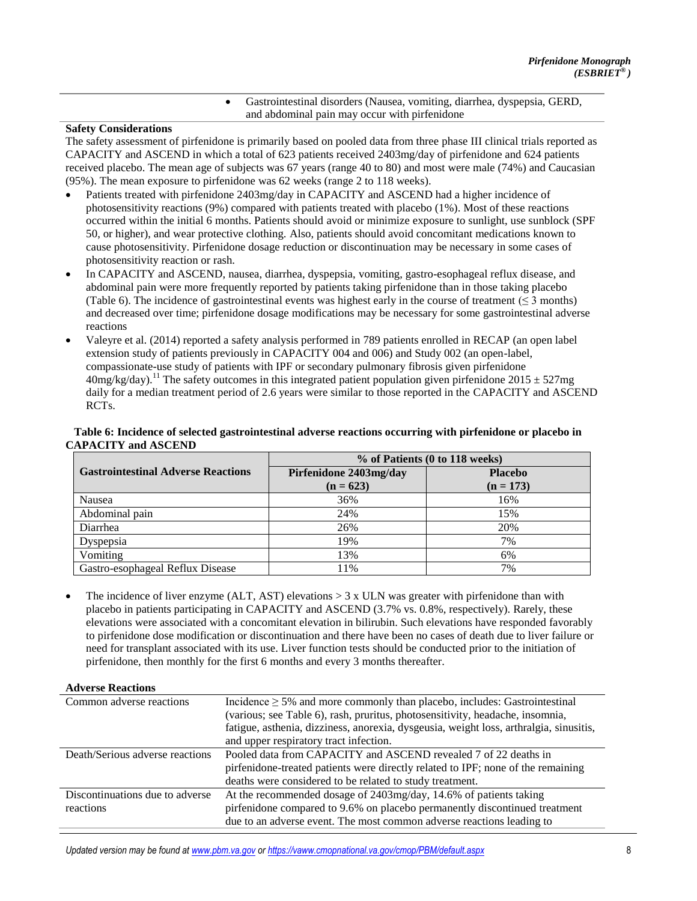|  | - Gastrointestinal disorders (Nausea, vomiting, diarrhea, dyspepsia, GERD, and abdominal pain may occur with pirfenidone |
|---|---|

**Safety Considerations**

The safety assessment of pirfenidone is primarily based on pooled data from three phase III clinical trials reported as CAPACITY and ASCEND in which a total of 623 patients received 2403mg/day of pirfenidone and 624 patients received placebo. The mean age of subjects was 67 years (range 40 to 80) and most were male (74%) and Caucasian (95%). The mean exposure to pirfenidone was 62 weeks (range 2 to 118 weeks).

- Patients treated with pirfenidone 2403mg/day in CAPACITY and ASCEND had a higher incidence of photosensitivity reactions (9%) compared with patients treated with placebo (1%). Most of these reactions occurred within the initial 6 months. Patients should avoid or minimize exposure to sunlight, use sunblock (SPF 50, or higher), and wear protective clothing. Also, patients should avoid concomitant medications known to cause photosensitivity. Pirfenidone dosage reduction or discontinuation may be necessary in some cases of photosensitivity reaction or rash.
- In CAPACITY and ASCEND, nausea, diarrhea, dyspepsia, vomiting, gastro-esophageal reflux disease, and abdominal pain were more frequently reported by patients taking pirfenidone than in those taking placebo (Table 6). The incidence of gastrointestinal events was highest early in the course of treatment (≤ 3 months) and decreased over time; pirfenidone dosage modifications may be necessary for some gastrointestinal adverse reactions
- Valeyre et al. (2014) reported a safety analysis performed in 789 patients enrolled in RECAP (an open label extension study of patients previously in CAPACITY 004 and 006) and Study 002 (an open-label, compassionate-use study of patients with IPF or secondary pulmonary fibrosis given pirfenidone 40mg/kg/day).[11] The safety outcomes in this integrated patient population given pirfenidone 2015 ± 527mg daily for a median treatment period of 2.6 years were similar to those reported in the CAPACITY and ASCEND RCTs.

**Table 6: Incidence of selected gastrointestinal adverse reactions occurring with pirfenidone or placebo in CAPACITY and ASCEND**

| Gastrointestinal Adverse Reactions | % of Patients (0 to 118 weeks) | |
|---|---|---|
| | Pirfenidone 2403mg/day (n = 623) | Placebo (n = 173) |
| Nausea | 36% | 16% |
| Abdominal pain | 24% | 15% |
| Diarrhea | 26% | 20% |
| Dyspepsia | 19% | 7% |
| Vomiting | 13% | 6% |
| Gastro-esophageal Reflux Disease | 11% | 7% |

- The incidence of liver enzyme (ALT, AST) elevations > 3 x ULN was greater with pirfenidone than with placebo in patients participating in CAPACITY and ASCEND (3.7% vs. 0.8%, respectively). Rarely, these elevations were associated with a concomitant elevation in bilirubin. Such elevations have responded favorably to pirfenidone dose modification or discontinuation and there have been no cases of death due to liver failure or need for transplant associated with its use. Liver function tests should be conducted prior to the initiation of pirfenidone, then monthly for the first 6 months and every 3 months thereafter.

**Adverse Reactions**

| | |
|---|---|
| Common adverse reactions | Incidence ≥ 5% and more commonly than placebo, includes: Gastrointestinal (various; see Table 6), rash, pruritus, photosensitivity, headache, insomnia, fatigue, asthenia, dizziness, anorexia, dysgeusia, weight loss, arthralgia, sinusitis, and upper respiratory tract infection. |
| Death/Serious adverse reactions | Pooled data from CAPACITY and ASCEND revealed 7 of 22 deaths in pirfenidone-treated patients were directly related to IPF; none of the remaining deaths were considered to be related to study treatment. |
| Discontinuations due to adverse reactions | At the recommended dosage of 2403mg/day, 14.6% of patients taking pirfenidone compared to 9.6% on placebo permanently discontinued treatment due to an adverse event. The most common adverse reactions leading to |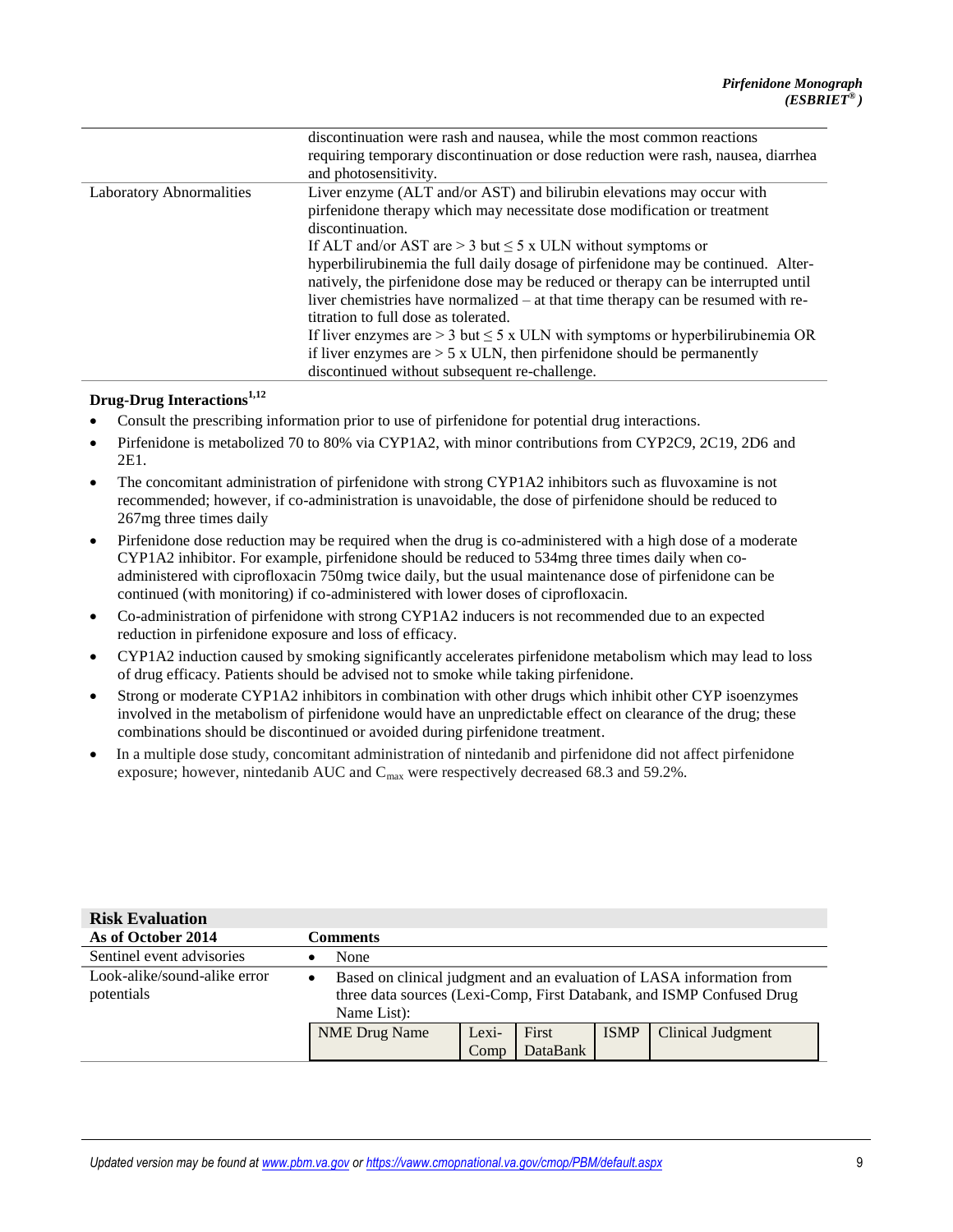| | |
|---|---|
| | discontinuation were rash and nausea, while the most common reactions requiring temporary discontinuation or dose reduction were rash, nausea, diarrhea and photosensitivity. |
| Laboratory Abnormalities | Liver enzyme (ALT and/or AST) and bilirubin elevations may occur with pirfenidone therapy which may necessitate dose modification or treatment discontinuation.<br>If ALT and/or AST are > 3 but ≤ 5 x ULN without symptoms or hyperbilirubinemia the full daily dosage of pirfenidone may be continued. Alternatively, the pirfenidone dose may be reduced or therapy can be interrupted until liver chemistries have normalized – at that time therapy can be resumed with re-titration to full dose as tolerated.<br>If liver enzymes are > 3 but ≤ 5 x ULN with symptoms or hyperbilirubinemia OR if liver enzymes are > 5 x ULN, then pirfenidone should be permanently discontinued without subsequent re-challenge. |

**Drug-Drug Interactions[1,12]**

- Consult the prescribing information prior to use of pirfenidone for potential drug interactions.
- Pirfenidone is metabolized 70 to 80% via CYP1A2, with minor contributions from CYP2C9, 2C19, 2D6 and 2E1.
- The concomitant administration of pirfenidone with strong CYP1A2 inhibitors such as fluvoxamine is not recommended; however, if co-administration is unavoidable, the dose of pirfenidone should be reduced to 267mg three times daily
- Pirfenidone dose reduction may be required when the drug is co-administered with a high dose of a moderate CYP1A2 inhibitor. For example, pirfenidone should be reduced to 534mg three times daily when co-administered with ciprofloxacin 750mg twice daily, but the usual maintenance dose of pirfenidone can be continued (with monitoring) if co-administered with lower doses of ciprofloxacin.
- Co-administration of pirfenidone with strong CYP1A2 inducers is not recommended due to an expected reduction in pirfenidone exposure and loss of efficacy.
- CYP1A2 induction caused by smoking significantly accelerates pirfenidone metabolism which may lead to loss of drug efficacy. Patients should be advised not to smoke while taking pirfenidone.
- Strong or moderate CYP1A2 inhibitors in combination with other drugs which inhibit other CYP isoenzymes involved in the metabolism of pirfenidone would have an unpredictable effect on clearance of the drug; these combinations should be discontinued or avoided during pirfenidone treatment.
- In a multiple dose study, concomitant administration of nintedanib and pirfenidone did not affect pirfenidone exposure; however, nintedanib AUC and $C_{max}$ were respectively decreased 68.3 and 59.2%.

**Risk Evaluation**

| As of October 2014 | Comments |
|---|---|
| Sentinel event advisories | • None |
| Look-alike/sound-alike error potentials | • Based on clinical judgment and an evaluation of LASA information from three data sources (Lexi-Comp, First Databank, and ISMP Confused Drug Name List): |

| NME Drug Name | Lexi-Comp | First DataBank | ISMP | Clinical Judgment |
|---|---|---|---|---|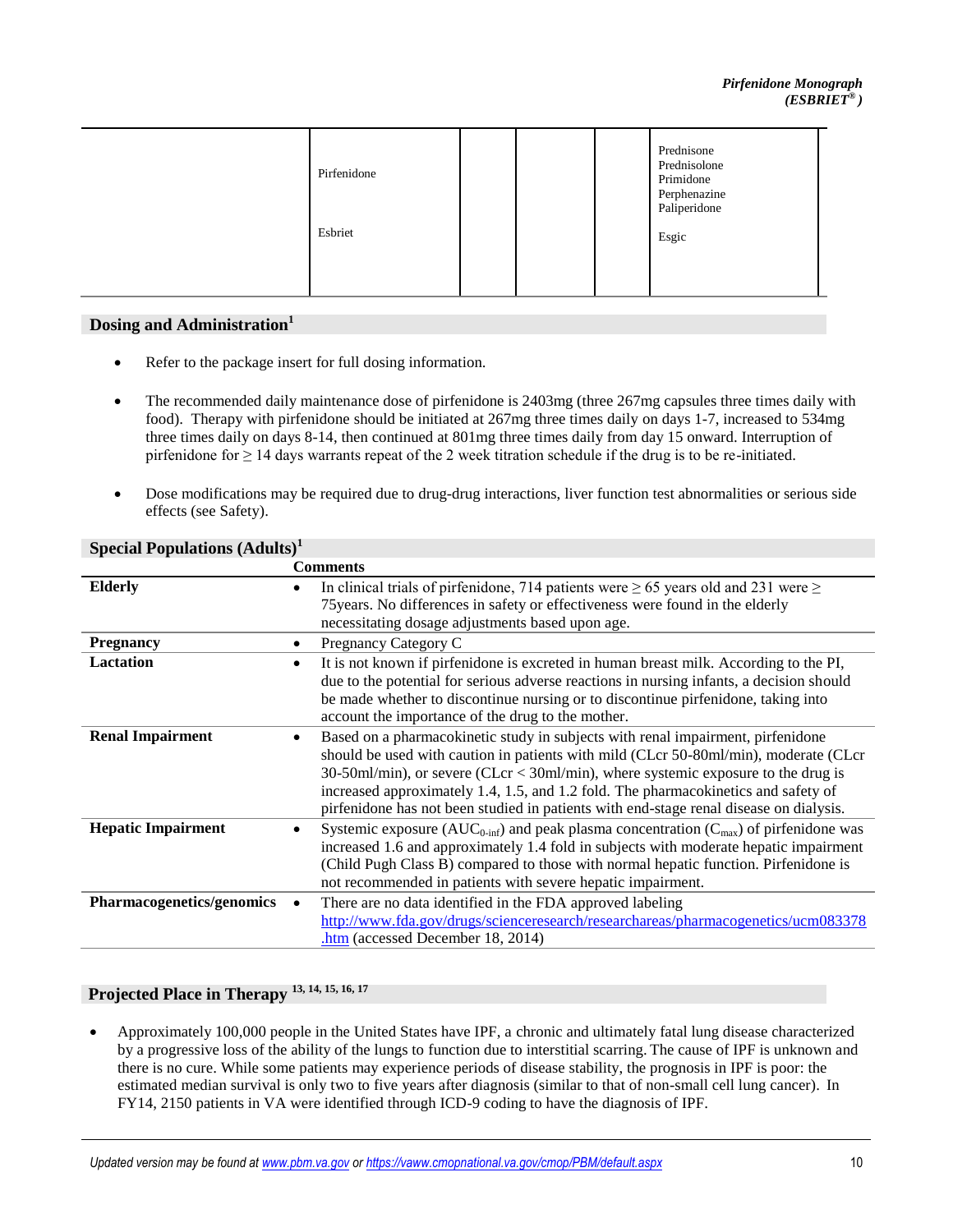| | | | | | |
|---|---|---|---|---|---|
| | Pirfenidone<br><br>Esbriet | | | | Prednisone<br>Prednisolone<br>Primidone<br>Perphenazine<br>Paliperidone<br><br>Esgic |

## Dosing and Administration[1]

- Refer to the package insert for full dosing information.
- The recommended daily maintenance dose of pirfenidone is 2403mg (three 267mg capsules three times daily with food). Therapy with pirfenidone should be initiated at 267mg three times daily on days 1-7, increased to 534mg three times daily on days 8-14, then continued at 801mg three times daily from day 15 onward. Interruption of pirfenidone for ≥ 14 days warrants repeat of the 2 week titration schedule if the drug is to be re-initiated.
- Dose modifications may be required due to drug-drug interactions, liver function test abnormalities or serious side effects (see Safety).

## Special Populations (Adults)[1]

| | Comments |
|---|---|
| **Elderly** | • In clinical trials of pirfenidone, 714 patients were ≥ 65 years old and 231 were ≥ 75years. No differences in safety or effectiveness were found in the elderly necessitating dosage adjustments based upon age. |
| **Pregnancy** | • Pregnancy Category C |
| **Lactation** | • It is not known if pirfenidone is excreted in human breast milk. According to the PI, due to the potential for serious adverse reactions in nursing infants, a decision should be made whether to discontinue nursing or to discontinue pirfenidone, taking into account the importance of the drug to the mother. |
| **Renal Impairment** | • Based on a pharmacokinetic study in subjects with renal impairment, pirfenidone should be used with caution in patients with mild (CLcr 50-80ml/min), moderate (CLcr 30-50ml/min), or severe (CLcr < 30ml/min), where systemic exposure to the drug is increased approximately 1.4, 1.5, and 1.2 fold. The pharmacokinetics and safety of pirfenidone has not been studied in patients with end-stage renal disease on dialysis. |
| **Hepatic Impairment** | • Systemic exposure ($AUC_{0\text{-}inf}$) and peak plasma concentration ($C_{max}$) of pirfenidone was increased 1.6 and approximately 1.4 fold in subjects with moderate hepatic impairment (Child Pugh Class B) compared to those with normal hepatic function. Pirfenidone is not recommended in patients with severe hepatic impairment. |
| **Pharmacogenetics/genomics** | • There are no data identified in the FDA approved labeling http://www.fda.gov/drugs/scienceresearch/researchareas/pharmacogenetics/ucm083378.htm (accessed December 18, 2014) |

## Projected Place in Therapy [13, 14, 15, 16, 17]

- Approximately 100,000 people in the United States have IPF, a chronic and ultimately fatal lung disease characterized by a progressive loss of the ability of the lungs to function due to interstitial scarring. The cause of IPF is unknown and there is no cure. While some patients may experience periods of disease stability, the prognosis in IPF is poor: the estimated median survival is only two to five years after diagnosis (similar to that of non-small cell lung cancer). In FY14, 2150 patients in VA were identified through ICD-9 coding to have the diagnosis of IPF.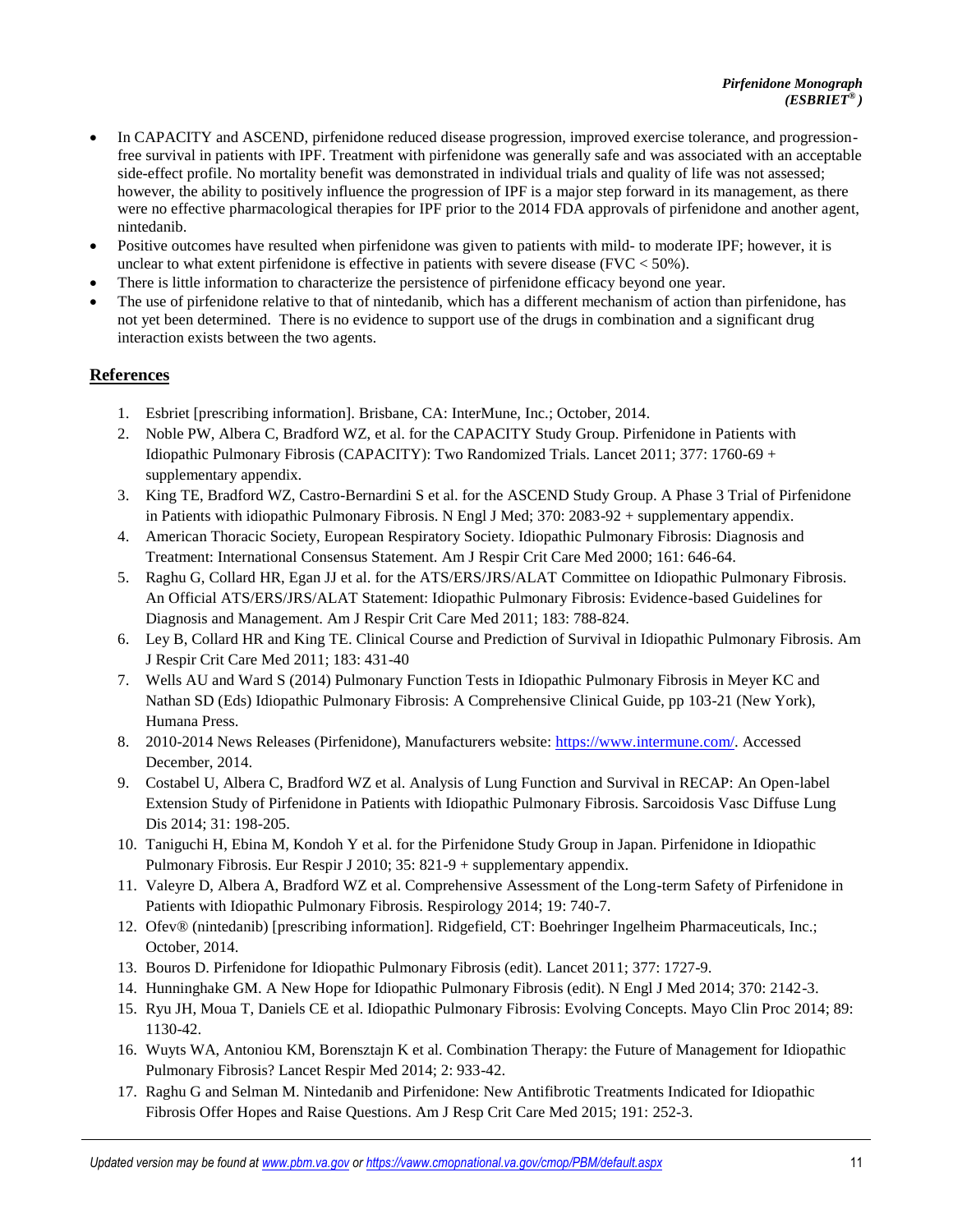- In CAPACITY and ASCEND, pirfenidone reduced disease progression, improved exercise tolerance, and progression-free survival in patients with IPF. Treatment with pirfenidone was generally safe and was associated with an acceptable side-effect profile. No mortality benefit was demonstrated in individual trials and quality of life was not assessed; however, the ability to positively influence the progression of IPF is a major step forward in its management, as there were no effective pharmacological therapies for IPF prior to the 2014 FDA approvals of pirfenidone and another agent, nintedanib.
- Positive outcomes have resulted when pirfenidone was given to patients with mild- to moderate IPF; however, it is unclear to what extent pirfenidone is effective in patients with severe disease (FVC < 50%).
- There is little information to characterize the persistence of pirfenidone efficacy beyond one year.
- The use of pirfenidone relative to that of nintedanib, which has a different mechanism of action than pirfenidone, has not yet been determined. There is no evidence to support use of the drugs in combination and a significant drug interaction exists between the two agents.

## References

1. Esbriet [prescribing information]. Brisbane, CA: InterMune, Inc.; October, 2014.
2. Noble PW, Albera C, Bradford WZ, et al. for the CAPACITY Study Group. Pirfenidone in Patients with Idiopathic Pulmonary Fibrosis (CAPACITY): Two Randomized Trials. Lancet 2011; 377: 1760-69 + supplementary appendix.
3. King TE, Bradford WZ, Castro-Bernardini S et al. for the ASCEND Study Group. A Phase 3 Trial of Pirfenidone in Patients with idiopathic Pulmonary Fibrosis. N Engl J Med; 370: 2083-92 + supplementary appendix.
4. American Thoracic Society, European Respiratory Society. Idiopathic Pulmonary Fibrosis: Diagnosis and Treatment: International Consensus Statement. Am J Respir Crit Care Med 2000; 161: 646-64.
5. Raghu G, Collard HR, Egan JJ et al. for the ATS/ERS/JRS/ALAT Committee on Idiopathic Pulmonary Fibrosis. An Official ATS/ERS/JRS/ALAT Statement: Idiopathic Pulmonary Fibrosis: Evidence-based Guidelines for Diagnosis and Management. Am J Respir Crit Care Med 2011; 183: 788-824.
6. Ley B, Collard HR and King TE. Clinical Course and Prediction of Survival in Idiopathic Pulmonary Fibrosis. Am J Respir Crit Care Med 2011; 183: 431-40
7. Wells AU and Ward S (2014) Pulmonary Function Tests in Idiopathic Pulmonary Fibrosis in Meyer KC and Nathan SD (Eds) Idiopathic Pulmonary Fibrosis: A Comprehensive Clinical Guide, pp 103-21 (New York), Humana Press.
8. 2010-2014 News Releases (Pirfenidone), Manufacturers website: https://www.intermune.com/. Accessed December, 2014.
9. Costabel U, Albera C, Bradford WZ et al. Analysis of Lung Function and Survival in RECAP: An Open-label Extension Study of Pirfenidone in Patients with Idiopathic Pulmonary Fibrosis. Sarcoidosis Vasc Diffuse Lung Dis 2014; 31: 198-205.
10. Taniguchi H, Ebina M, Kondoh Y et al. for the Pirfenidone Study Group in Japan. Pirfenidone in Idiopathic Pulmonary Fibrosis. Eur Respir J 2010; 35: 821-9 + supplementary appendix.
11. Valeyre D, Albera A, Bradford WZ et al. Comprehensive Assessment of the Long-term Safety of Pirfenidone in Patients with Idiopathic Pulmonary Fibrosis. Respirology 2014; 19: 740-7.
12. Ofev® (nintedanib) [prescribing information]. Ridgefield, CT: Boehringer Ingelheim Pharmaceuticals, Inc.; October, 2014.
13. Bouros D. Pirfenidone for Idiopathic Pulmonary Fibrosis (edit). Lancet 2011; 377: 1727-9.
14. Hunninghake GM. A New Hope for Idiopathic Pulmonary Fibrosis (edit). N Engl J Med 2014; 370: 2142-3.
15. Ryu JH, Moua T, Daniels CE et al. Idiopathic Pulmonary Fibrosis: Evolving Concepts. Mayo Clin Proc 2014; 89: 1130-42.
16. Wuyts WA, Antoniou KM, Borensztajn K et al. Combination Therapy: the Future of Management for Idiopathic Pulmonary Fibrosis? Lancet Respir Med 2014; 2: 933-42.
17. Raghu G and Selman M. Nintedanib and Pirfenidone: New Antifibrotic Treatments Indicated for Idiopathic Fibrosis Offer Hopes and Raise Questions. Am J Resp Crit Care Med 2015; 191: 252-3.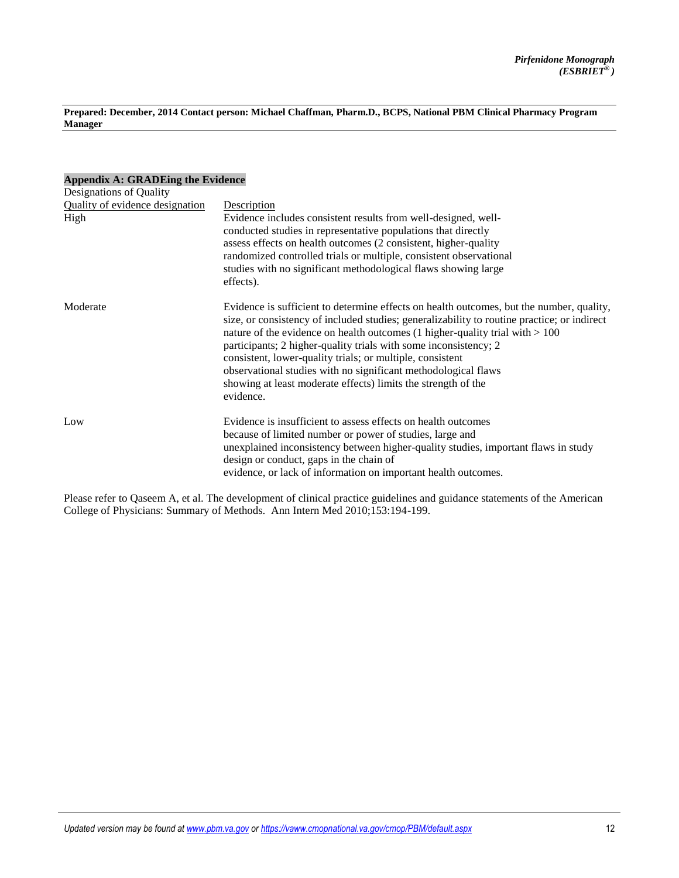**Prepared: December, 2014 Contact person: Michael Chaffman, Pharm.D., BCPS, National PBM Clinical Pharmacy Program Manager**

## Appendix A: GRADEing the Evidence

Designations of Quality

| Quality of evidence designation | Description |
|---|---|
| High | Evidence includes consistent results from well-designed, well-conducted studies in representative populations that directly assess effects on health outcomes (2 consistent, higher-quality randomized controlled trials or multiple, consistent observational studies with no significant methodological flaws showing large effects). |
| Moderate | Evidence is sufficient to determine effects on health outcomes, but the number, quality, size, or consistency of included studies; generalizability to routine practice; or indirect nature of the evidence on health outcomes (1 higher-quality trial with > 100 participants; 2 higher-quality trials with some inconsistency; 2 consistent, lower-quality trials; or multiple, consistent observational studies with no significant methodological flaws showing at least moderate effects) limits the strength of the evidence. |
| Low | Evidence is insufficient to assess effects on health outcomes because of limited number or power of studies, large and unexplained inconsistency between higher-quality studies, important flaws in study design or conduct, gaps in the chain of evidence, or lack of information on important health outcomes. |

Please refer to Qaseem A, et al. The development of clinical practice guidelines and guidance statements of the American College of Physicians: Summary of Methods. Ann Intern Med 2010;153:194-199.